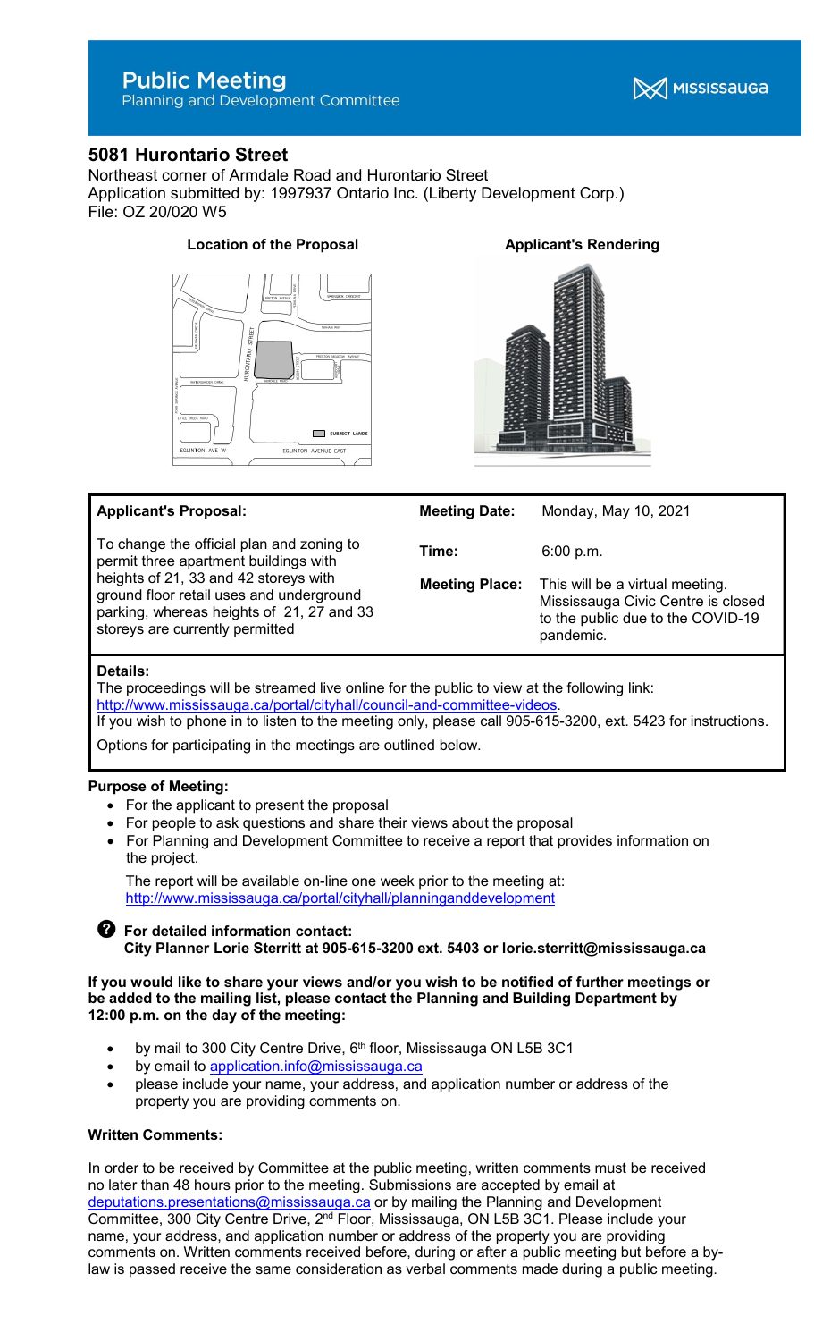# Public Meeting

Planning and Development Committee

MISSISSAUGA

## 5081 Hurontario Street

Northeast corner of Armdale Road and Hurontario Street
Application submitted by: 1997937 Ontario Inc. (Liberty Development Corp.)
File: OZ 20/020 W5

**Location of the Proposal**

**Applicant's Rendering**

| **Applicant's Proposal:** | **Meeting Date:** | Monday, May 10, 2021 |
|---|---|---|
| To change the official plan and zoning to permit three apartment buildings with heights of 21, 33 and 42 storeys with ground floor retail uses and underground parking, whereas heights of 21, 27 and 33 storeys are currently permitted | **Time:** | 6:00 p.m. |
| | **Meeting Place:** | This will be a virtual meeting. Mississauga Civic Centre is closed to the public due to the COVID-19 pandemic. |

**Details:**
The proceedings will be streamed live online for the public to view at the following link: http://www.mississauga.ca/portal/cityhall/council-and-committee-videos.
If you wish to phone in to listen to the meeting only, please call 905-615-3200, ext. 5423 for instructions.

Options for participating in the meetings are outlined below.

**Purpose of Meeting:**

- For the applicant to present the proposal
- For people to ask questions and share their views about the proposal
- For Planning and Development Committee to receive a report that provides information on the project.

  The report will be available on-line one week prior to the meeting at: http://www.mississauga.ca/portal/cityhall/planninganddevelopment

**For detailed information contact:**
**City Planner Lorie Sterritt at 905-615-3200 ext. 5403 or lorie.sterritt@mississauga.ca**

**If you would like to share your views and/or you wish to be notified of further meetings or be added to the mailing list, please contact the Planning and Building Department by 12:00 p.m. on the day of the meeting:**

- by mail to 300 City Centre Drive, 6th floor, Mississauga ON L5B 3C1
- by email to application.info@mississauga.ca
- please include your name, your address, and application number or address of the property you are providing comments on.

**Written Comments:**

In order to be received by Committee at the public meeting, written comments must be received no later than 48 hours prior to the meeting. Submissions are accepted by email at deputations.presentations@mississauga.ca or by mailing the Planning and Development Committee, 300 City Centre Drive, 2nd Floor, Mississauga, ON L5B 3C1. Please include your name, your address, and application number or address of the property you are providing comments on. Written comments received before, during or after a public meeting but before a by-law is passed receive the same consideration as verbal comments made during a public meeting.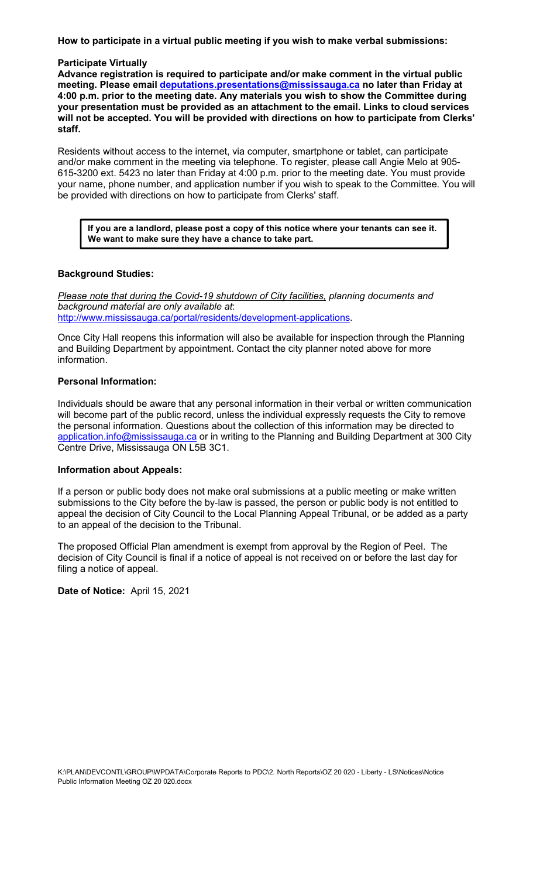**How to participate in a virtual public meeting if you wish to make verbal submissions:**

**Participate Virtually**

**Advance registration is required to participate and/or make comment in the virtual public meeting. Please email [deputations.presentations@mississauga.ca](mailto:deputations.presentations@mississauga.ca) no later than Friday at 4:00 p.m. prior to the meeting date. Any materials you wish to show the Committee during your presentation must be provided as an attachment to the email. Links to cloud services will not be accepted. You will be provided with directions on how to participate from Clerks' staff.**

Residents without access to the internet, via computer, smartphone or tablet, can participate and/or make comment in the meeting via telephone. To register, please call Angie Melo at 905-615-3200 ext. 5423 no later than Friday at 4:00 p.m. prior to the meeting date. You must provide your name, phone number, and application number if you wish to speak to the Committee. You will be provided with directions on how to participate from Clerks' staff.

> **If you are a landlord, please post a copy of this notice where your tenants can see it. We want to make sure they have a chance to take part.**

**Background Studies:**

*Please note that during the Covid-19 shutdown of City facilities, planning documents and background material are only available at*: [http://www.mississauga.ca/portal/residents/development-applications](http://www.mississauga.ca/portal/residents/development-applications).

Once City Hall reopens this information will also be available for inspection through the Planning and Building Department by appointment. Contact the city planner noted above for more information.

**Personal Information:**

Individuals should be aware that any personal information in their verbal or written communication will become part of the public record, unless the individual expressly requests the City to remove the personal information. Questions about the collection of this information may be directed to [application.info@mississauga.ca](mailto:application.info@mississauga.ca) or in writing to the Planning and Building Department at 300 City Centre Drive, Mississauga ON L5B 3C1.

**Information about Appeals:**

If a person or public body does not make oral submissions at a public meeting or make written submissions to the City before the by-law is passed, the person or public body is not entitled to appeal the decision of City Council to the Local Planning Appeal Tribunal, or be added as a party to an appeal of the decision to the Tribunal.

The proposed Official Plan amendment is exempt from approval by the Region of Peel. The decision of City Council is final if a notice of appeal is not received on or before the last day for filing a notice of appeal.

**Date of Notice:** April 15, 2021

K:\PLAN\DEVCONTL\GROUP\WPDATA\Corporate Reports to PDC\2. North Reports\OZ 20 020 - Liberty - LS\Notices\Notice Public Information Meeting OZ 20 020.docx